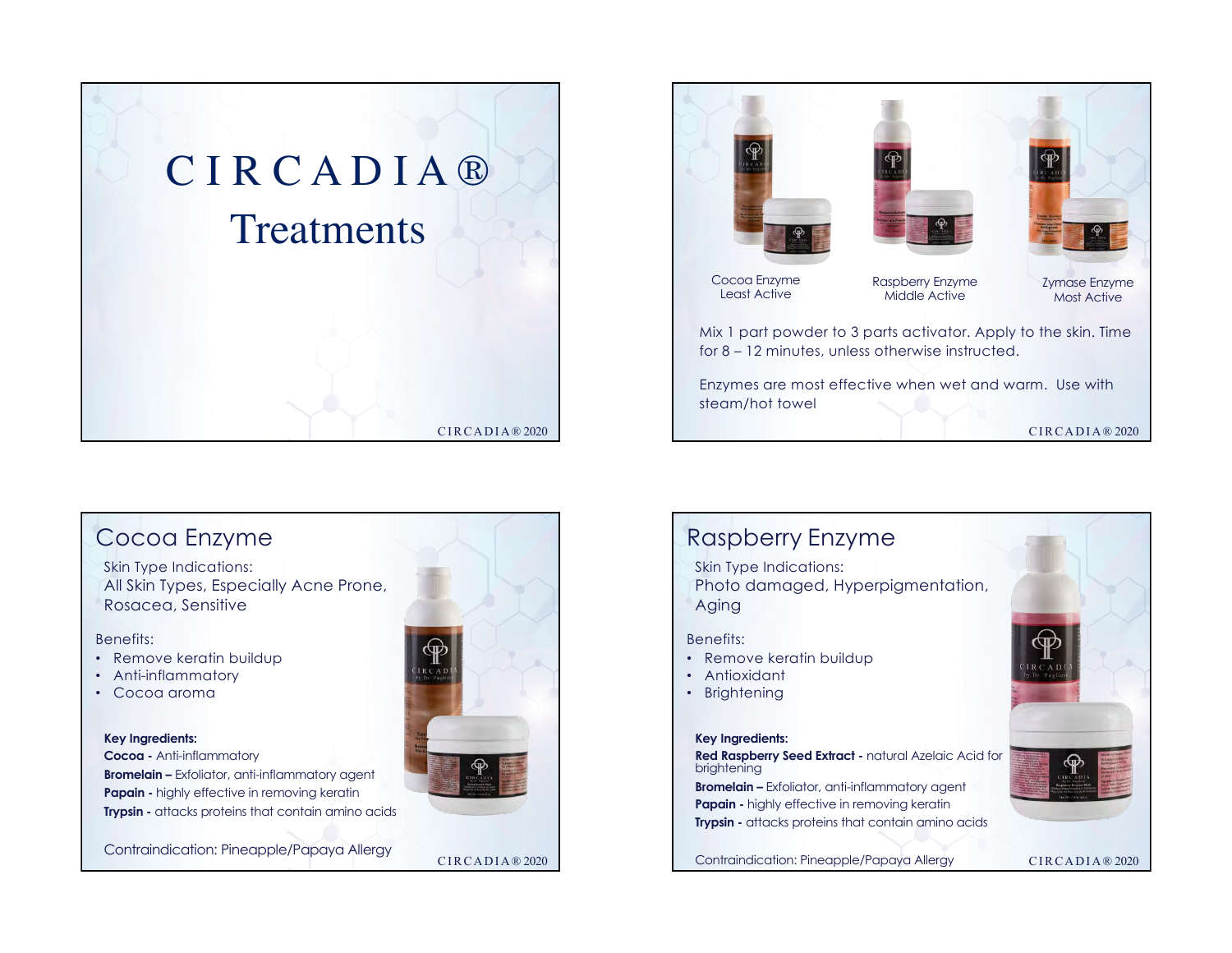# CIRCADIA®
# Treatments

---

Cocoa Enzyme
Least Active

Raspberry Enzyme
Middle Active

Zymase Enzyme
Most Active

Mix 1 part powder to 3 parts activator. Apply to the skin. Time for 8 – 12 minutes, unless otherwise instructed.

Enzymes are most effective when wet and warm. Use with steam/hot towel

---

## Cocoa Enzyme

Skin Type Indications:
All Skin Types, Especially Acne Prone, Rosacea, Sensitive

Benefits:

- Remove keratin buildup
- Anti-inflammatory
- Cocoa aroma

**Key Ingredients:**

**Cocoa -** Anti-inflammatory
**Bromelain –** Exfoliator, anti-inflammatory agent
**Papain -** highly effective in removing keratin
**Trypsin -** attacks proteins that contain amino acids

Contraindication: Pineapple/Papaya Allergy

---

## Raspberry Enzyme

Skin Type Indications:
Photo damaged, Hyperpigmentation, Aging

Benefits:

- Remove keratin buildup
- Antioxidant
- Brightening

**Key Ingredients:**

**Red Raspberry Seed Extract -** natural Azelaic Acid for brightening
**Bromelain –** Exfoliator, anti-inflammatory agent
**Papain -** highly effective in removing keratin
**Trypsin -** attacks proteins that contain amino acids

Contraindication: Pineapple/Papaya Allergy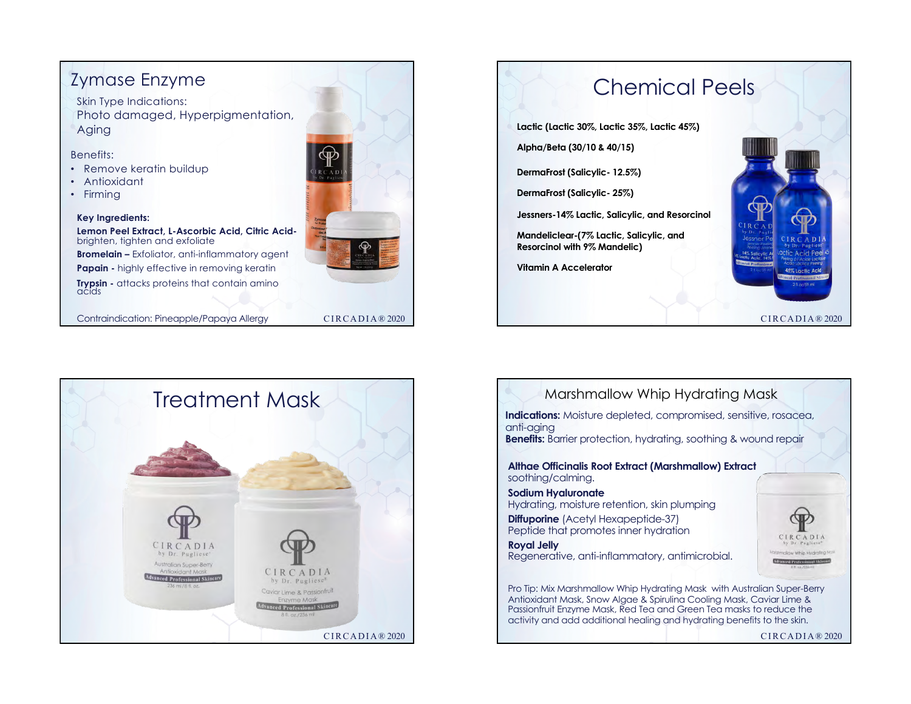## Zymase Enzyme

Skin Type Indications:
Photo damaged, Hyperpigmentation, Aging

Benefits:

- Remove keratin buildup
- Antioxidant
- Firming

**Key Ingredients:**

**Lemon Peel Extract, L-Ascorbic Acid, Citric Acid-** brighten, tighten and exfoliate

**Bromelain –** Exfoliator, anti-inflammatory agent

**Papain -** highly effective in removing keratin

**Trypsin -** attacks proteins that contain amino acids

Contraindication: Pineapple/Papaya Allergy

## Chemical Peels

**Lactic (Lactic 30%, Lactic 35%, Lactic 45%)**

**Alpha/Beta (30/10 & 40/15)**

**DermaFrost (Salicylic- 12.5%)**

**DermaFrost (Salicylic- 25%)**

**Jessners-14% Lactic, Salicylic, and Resorcinol**

**Mandeliclear-(7% Lactic, Salicylic, and Resorcinol with 9% Mandelic)**

**Vitamin A Accelerator**

## Treatment Mask

## Marshmallow Whip Hydrating Mask

**Indications:** Moisture depleted, compromised, sensitive, rosacea, anti-aging
**Benefits:** Barrier protection, hydrating, soothing & wound repair

**Althae Officinalis Root Extract (Marshmallow) Extract**
soothing/calming.

**Sodium Hyaluronate**
Hydrating, moisture retention, skin plumping

**Diffuporine** (Acetyl Hexapeptide-37)
Peptide that promotes inner hydration

**Royal Jelly**
Regenerative, anti-inflammatory, antimicrobial.

Pro Tip: Mix Marshmallow Whip Hydrating Mask with Australian Super-Berry Antioxidant Mask, Snow Algae & Spirulina Cooling Mask, Caviar Lime & Passionfruit Enzyme Mask, Red Tea and Green Tea masks to reduce the activity and add additional healing and hydrating benefits to the skin.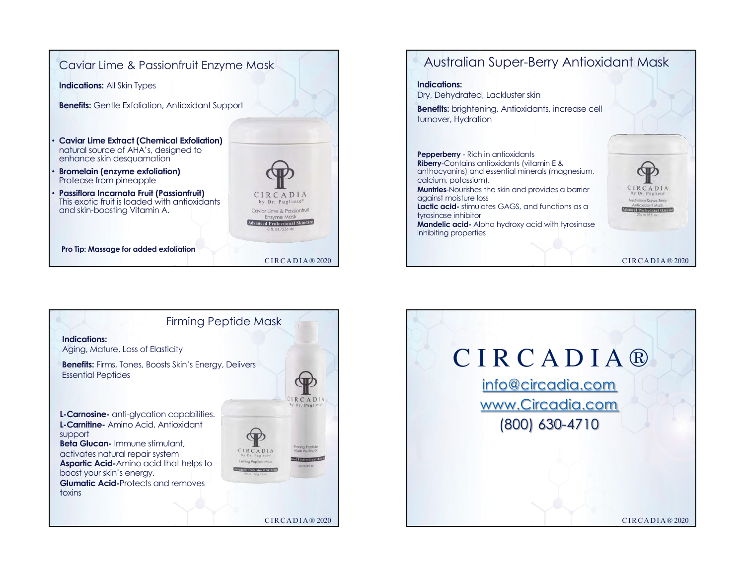## Caviar Lime & Passionfruit Enzyme Mask

**Indications:** All Skin Types

**Benefits:** Gentle Exfoliation, Antioxidant Support

- **Caviar Lime Extract (Chemical Exfoliation)** natural source of AHA's, designed to enhance skin desquamation
- **Bromelain (enzyme exfoliation)** Protease from pineapple
- **Passiflora Incarnata Fruit (Passionfruit)** This exotic fruit is loaded with antioxidants and skin-boosting Vitamin A.

**Pro Tip: Massage for added exfoliation**

## Australian Super-Berry Antioxidant Mask

**Indications:**
Dry, Dehydrated, Lackluster skin

**Benefits:** brightening, Antioxidants, increase cell turnover, Hydration

**Pepperberry** - Rich in antioxidants
**Riberry**-Contains antioxidants (vitamin E & anthocyanins) and essential minerals (magnesium, calcium, potassium).
**Muntries**-Nourishes the skin and provides a barrier against moisture loss
**Lactic acid-** stimulates GAGS, and functions as a tyrosinase inhibitor
**Mandelic acid-** Alpha hydroxy acid with tyrosinase inhibiting properties

## Firming Peptide Mask

**Indications:**
Aging, Mature, Loss of Elasticity

**Benefits:** Firms, Tones, Boosts Skin's Energy, Delivers Essential Peptides

**L-Carnosine-** anti-glycation capabilities.
**L-Carnitine-** Amino Acid, Antioxidant support
**Beta Glucan-** Immune stimulant, activates natural repair system
**Aspartic Acid-**Amino acid that helps to boost your skin's energy.
**Glumatic Acid-**Protects and removes toxins

# CIRCADIA®

info@circadia.com
www.Circadia.com
(800) 630-4710